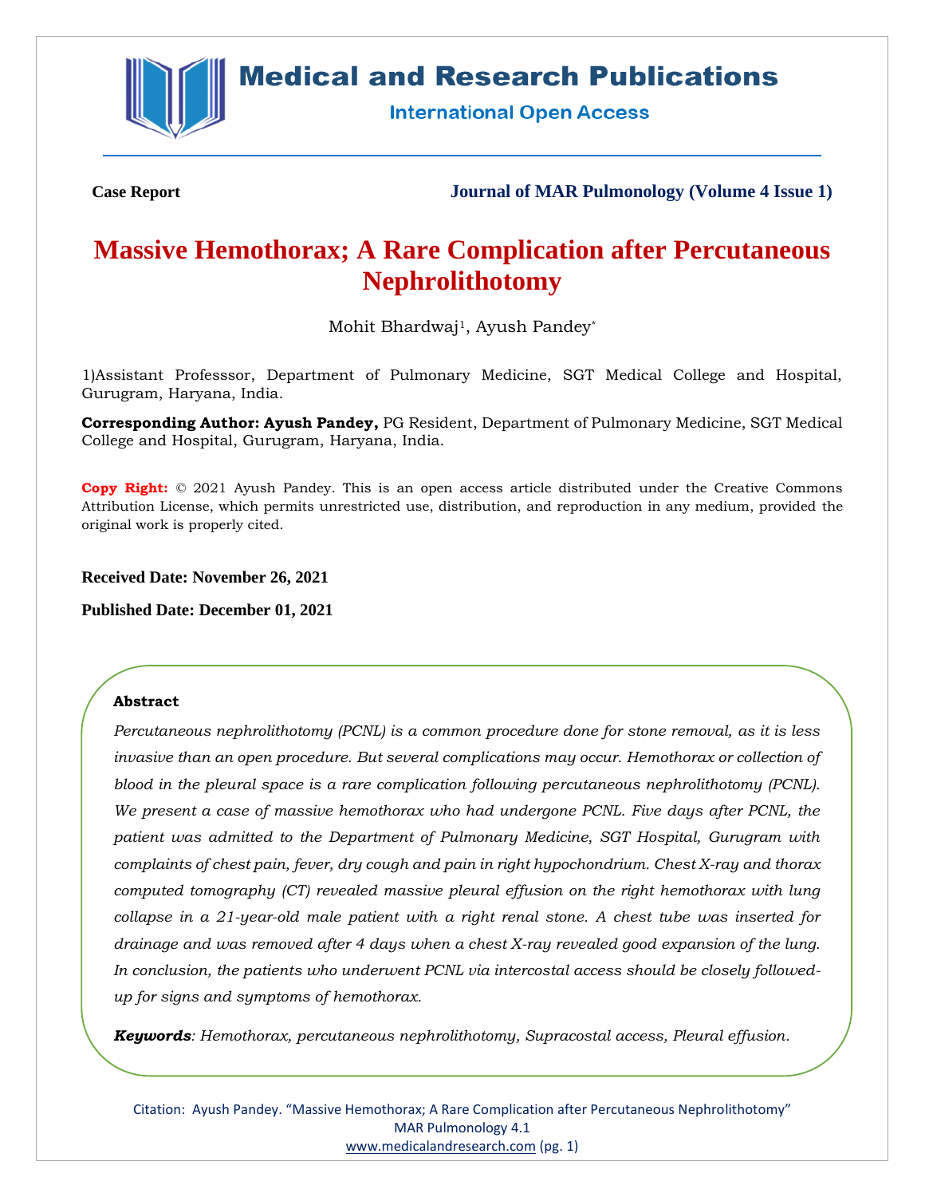**Case Report**

**Journal of MAR Pulmonology (Volume 4 Issue 1)**

# Massive Hemothorax; A Rare Complication after Percutaneous Nephrolithotomy

Mohit Bhardwaj[1], Ayush Pandey*

1)Assistant Professsor, Department of Pulmonary Medicine, SGT Medical College and Hospital, Gurugram, Haryana, India.

**Corresponding Author: Ayush Pandey,** PG Resident, Department of Pulmonary Medicine, SGT Medical College and Hospital, Gurugram, Haryana, India.

**Copy Right:** © 2021 Ayush Pandey. This is an open access article distributed under the Creative Commons Attribution License, which permits unrestricted use, distribution, and reproduction in any medium, provided the original work is properly cited.

**Received Date: November 26, 2021**

**Published Date: December 01, 2021**

### Abstract

*Percutaneous nephrolithotomy (PCNL) is a common procedure done for stone removal, as it is less invasive than an open procedure. But several complications may occur. Hemothorax or collection of blood in the pleural space is a rare complication following percutaneous nephrolithotomy (PCNL). We present a case of massive hemothorax who had undergone PCNL. Five days after PCNL, the patient was admitted to the Department of Pulmonary Medicine, SGT Hospital, Gurugram with complaints of chest pain, fever, dry cough and pain in right hypochondrium. Chest X-ray and thorax computed tomography (CT) revealed massive pleural effusion on the right hemothorax with lung collapse in a 21-year-old male patient with a right renal stone. A chest tube was inserted for drainage and was removed after 4 days when a chest X-ray revealed good expansion of the lung. In conclusion, the patients who underwent PCNL via intercostal access should be closely followed-up for signs and symptoms of hemothorax.*

***Keywords****: Hemothorax, percutaneous nephrolithotomy, Supracostal access, Pleural effusion.*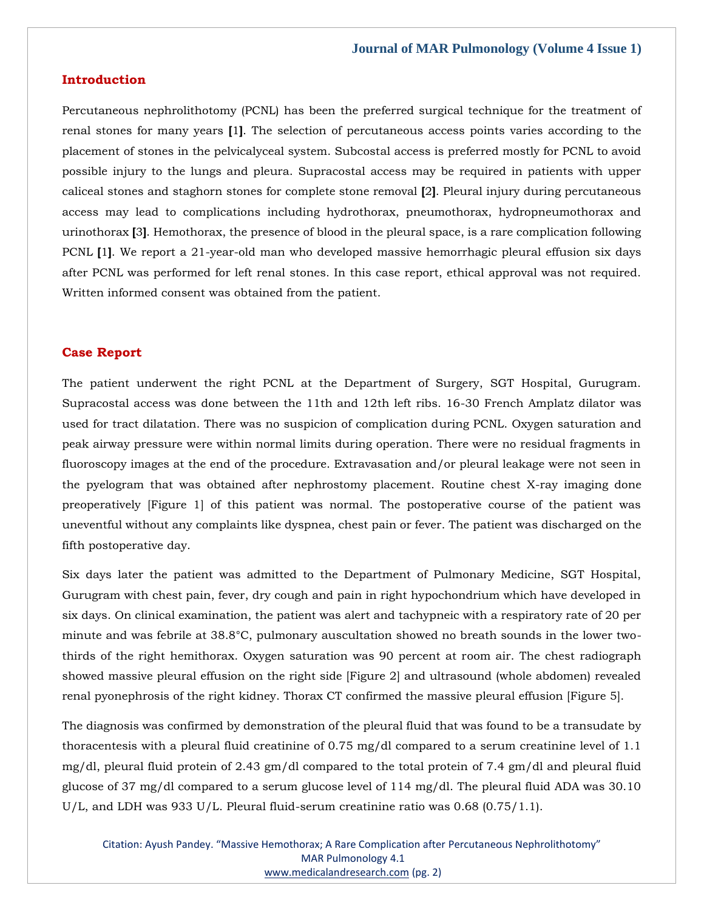## Introduction

Percutaneous nephrolithotomy (PCNL) has been the preferred surgical technique for the treatment of renal stones for many years [1]. The selection of percutaneous access points varies according to the placement of stones in the pelvicalyceal system. Subcostal access is preferred mostly for PCNL to avoid possible injury to the lungs and pleura. Supracostal access may be required in patients with upper caliceal stones and staghorn stones for complete stone removal [2]. Pleural injury during percutaneous access may lead to complications including hydrothorax, pneumothorax, hydropneumothorax and urinothorax [3]. Hemothorax, the presence of blood in the pleural space, is a rare complication following PCNL [1]. We report a 21-year-old man who developed massive hemorrhagic pleural effusion six days after PCNL was performed for left renal stones. In this case report, ethical approval was not required. Written informed consent was obtained from the patient.

## Case Report

The patient underwent the right PCNL at the Department of Surgery, SGT Hospital, Gurugram. Supracostal access was done between the 11th and 12th left ribs. 16-30 French Amplatz dilator was used for tract dilatation. There was no suspicion of complication during PCNL. Oxygen saturation and peak airway pressure were within normal limits during operation. There were no residual fragments in fluoroscopy images at the end of the procedure. Extravasation and/or pleural leakage were not seen in the pyelogram that was obtained after nephrostomy placement. Routine chest X-ray imaging done preoperatively [Figure 1] of this patient was normal. The postoperative course of the patient was uneventful without any complaints like dyspnea, chest pain or fever. The patient was discharged on the fifth postoperative day.

Six days later the patient was admitted to the Department of Pulmonary Medicine, SGT Hospital, Gurugram with chest pain, fever, dry cough and pain in right hypochondrium which have developed in six days. On clinical examination, the patient was alert and tachypneic with a respiratory rate of 20 per minute and was febrile at 38.8°C, pulmonary auscultation showed no breath sounds in the lower two-thirds of the right hemithorax. Oxygen saturation was 90 percent at room air. The chest radiograph showed massive pleural effusion on the right side [Figure 2] and ultrasound (whole abdomen) revealed renal pyonephrosis of the right kidney. Thorax CT confirmed the massive pleural effusion [Figure 5].

The diagnosis was confirmed by demonstration of the pleural fluid that was found to be a transudate by thoracentesis with a pleural fluid creatinine of 0.75 mg/dl compared to a serum creatinine level of 1.1 mg/dl, pleural fluid protein of 2.43 gm/dl compared to the total protein of 7.4 gm/dl and pleural fluid glucose of 37 mg/dl compared to a serum glucose level of 114 mg/dl. The pleural fluid ADA was 30.10 U/L, and LDH was 933 U/L. Pleural fluid-serum creatinine ratio was 0.68 (0.75/1.1).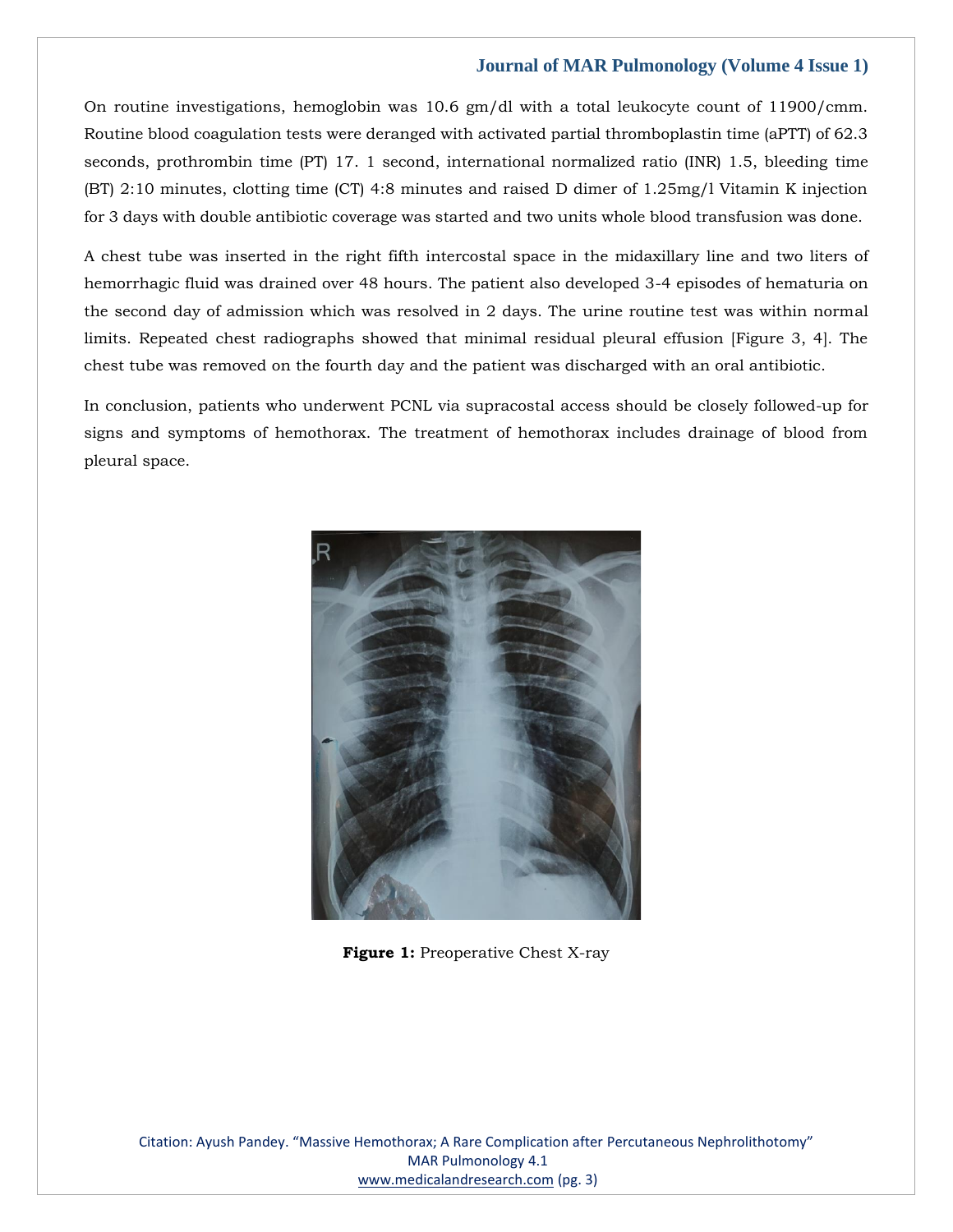On routine investigations, hemoglobin was 10.6 gm/dl with a total leukocyte count of 11900/cmm. Routine blood coagulation tests were deranged with activated partial thromboplastin time (aPTT) of 62.3 seconds, prothrombin time (PT) 17. 1 second, international normalized ratio (INR) 1.5, bleeding time (BT) 2:10 minutes, clotting time (CT) 4:8 minutes and raised D dimer of 1.25mg/l Vitamin K injection for 3 days with double antibiotic coverage was started and two units whole blood transfusion was done.

A chest tube was inserted in the right fifth intercostal space in the midaxillary line and two liters of hemorrhagic fluid was drained over 48 hours. The patient also developed 3-4 episodes of hematuria on the second day of admission which was resolved in 2 days. The urine routine test was within normal limits. Repeated chest radiographs showed that minimal residual pleural effusion [Figure 3, 4]. The chest tube was removed on the fourth day and the patient was discharged with an oral antibiotic.

In conclusion, patients who underwent PCNL via supracostal access should be closely followed-up for signs and symptoms of hemothorax. The treatment of hemothorax includes drainage of blood from pleural space.

**Figure 1:** Preoperative Chest X-ray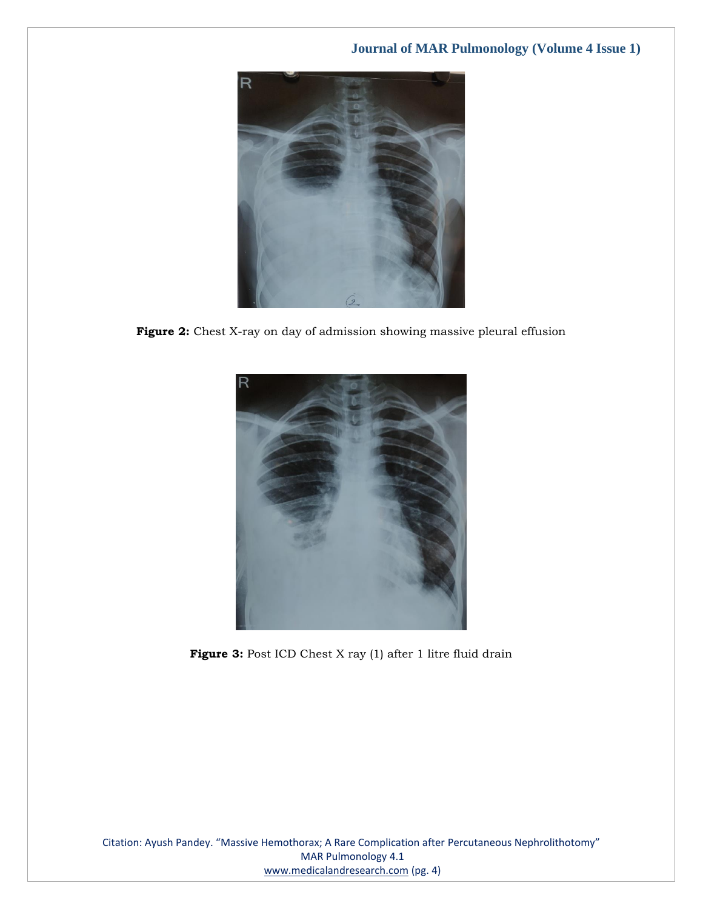**Figure 2:** Chest X-ray on day of admission showing massive pleural effusion

**Figure 3:** Post ICD Chest X ray (1) after 1 litre fluid drain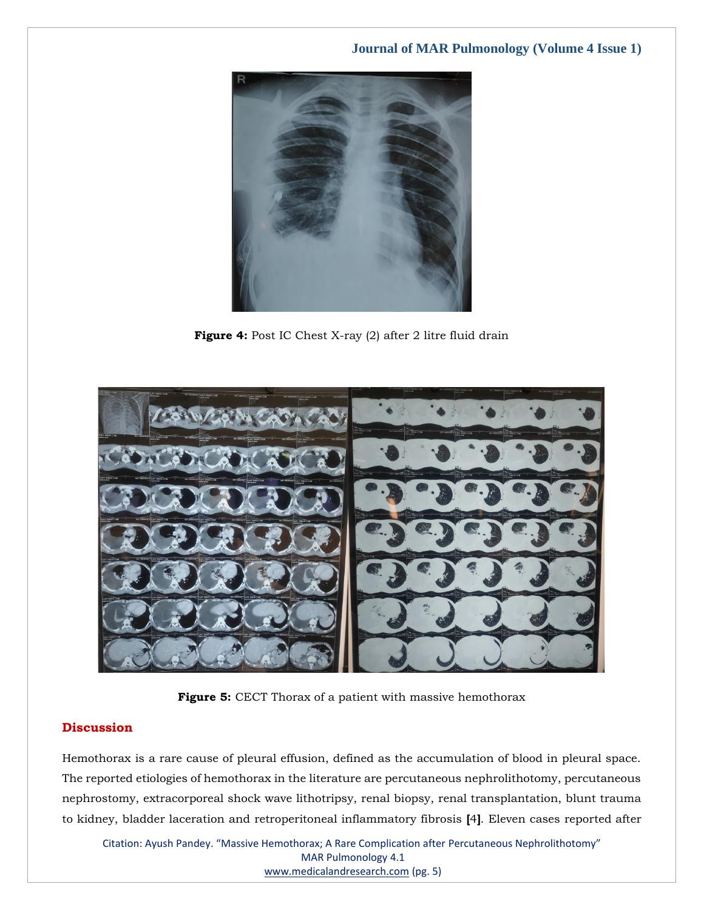Figure 4: Post IC Chest X-ray (2) after 2 litre fluid drain

Figure 5: CECT Thorax of a patient with massive hemothorax

## Discussion

Hemothorax is a rare cause of pleural effusion, defined as the accumulation of blood in pleural space. The reported etiologies of hemothorax in the literature are percutaneous nephrolithotomy, percutaneous nephrostomy, extracorporeal shock wave lithotripsy, renal biopsy, renal transplantation, blunt trauma to kidney, bladder laceration and retroperitoneal inflammatory fibrosis [4]. Eleven cases reported after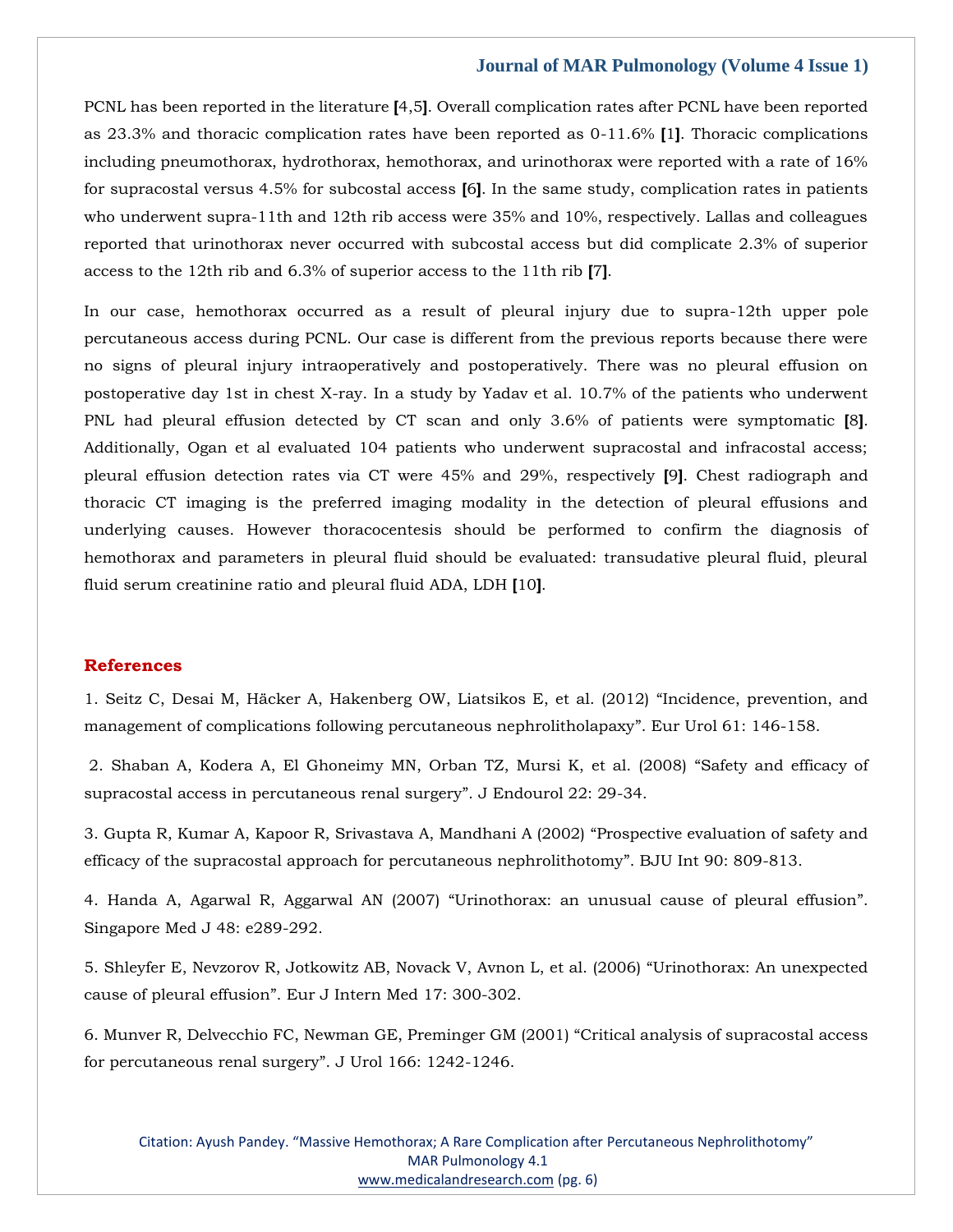PCNL has been reported in the literature [4,5]. Overall complication rates after PCNL have been reported as 23.3% and thoracic complication rates have been reported as 0-11.6% [1]. Thoracic complications including pneumothorax, hydrothorax, hemothorax, and urinothorax were reported with a rate of 16% for supracostal versus 4.5% for subcostal access [6]. In the same study, complication rates in patients who underwent supra-11th and 12th rib access were 35% and 10%, respectively. Lallas and colleagues reported that urinothorax never occurred with subcostal access but did complicate 2.3% of superior access to the 12th rib and 6.3% of superior access to the 11th rib [7].

In our case, hemothorax occurred as a result of pleural injury due to supra-12th upper pole percutaneous access during PCNL. Our case is different from the previous reports because there were no signs of pleural injury intraoperatively and postoperatively. There was no pleural effusion on postoperative day 1st in chest X-ray. In a study by Yadav et al. 10.7% of the patients who underwent PNL had pleural effusion detected by CT scan and only 3.6% of patients were symptomatic [8]. Additionally, Ogan et al evaluated 104 patients who underwent supracostal and infracostal access; pleural effusion detection rates via CT were 45% and 29%, respectively [9]. Chest radiograph and thoracic CT imaging is the preferred imaging modality in the detection of pleural effusions and underlying causes. However thoracocentesis should be performed to confirm the diagnosis of hemothorax and parameters in pleural fluid should be evaluated: transudative pleural fluid, pleural fluid serum creatinine ratio and pleural fluid ADA, LDH [10].

## References

1. Seitz C, Desai M, Häcker A, Hakenberg OW, Liatsikos E, et al. (2012) "Incidence, prevention, and management of complications following percutaneous nephrolitholapaxy". Eur Urol 61: 146-158.

2. Shaban A, Kodera A, El Ghoneimy MN, Orban TZ, Mursi K, et al. (2008) "Safety and efficacy of supracostal access in percutaneous renal surgery". J Endourol 22: 29-34.

3. Gupta R, Kumar A, Kapoor R, Srivastava A, Mandhani A (2002) "Prospective evaluation of safety and efficacy of the supracostal approach for percutaneous nephrolithotomy". BJU Int 90: 809-813.

4. Handa A, Agarwal R, Aggarwal AN (2007) "Urinothorax: an unusual cause of pleural effusion". Singapore Med J 48: e289-292.

5. Shleyfer E, Nevzorov R, Jotkowitz AB, Novack V, Avnon L, et al. (2006) "Urinothorax: An unexpected cause of pleural effusion". Eur J Intern Med 17: 300-302.

6. Munver R, Delvecchio FC, Newman GE, Preminger GM (2001) "Critical analysis of supracostal access for percutaneous renal surgery". J Urol 166: 1242-1246.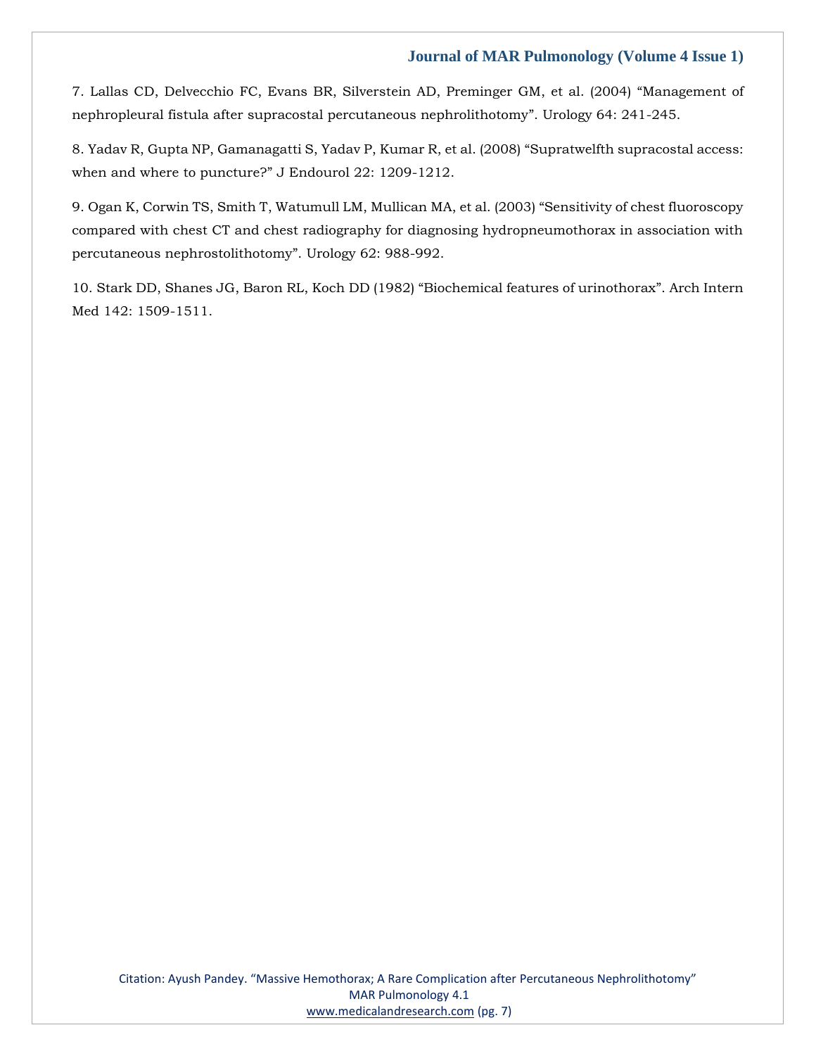7. Lallas CD, Delvecchio FC, Evans BR, Silverstein AD, Preminger GM, et al. (2004) "Management of nephropleural fistula after supracostal percutaneous nephrolithotomy". Urology 64: 241-245.

8. Yadav R, Gupta NP, Gamanagatti S, Yadav P, Kumar R, et al. (2008) "Supratwelfth supracostal access: when and where to puncture?" J Endourol 22: 1209-1212.

9. Ogan K, Corwin TS, Smith T, Watumull LM, Mullican MA, et al. (2003) "Sensitivity of chest fluoroscopy compared with chest CT and chest radiography for diagnosing hydropneumothorax in association with percutaneous nephrostolithotomy". Urology 62: 988-992.

10. Stark DD, Shanes JG, Baron RL, Koch DD (1982) "Biochemical features of urinothorax". Arch Intern Med 142: 1509-1511.